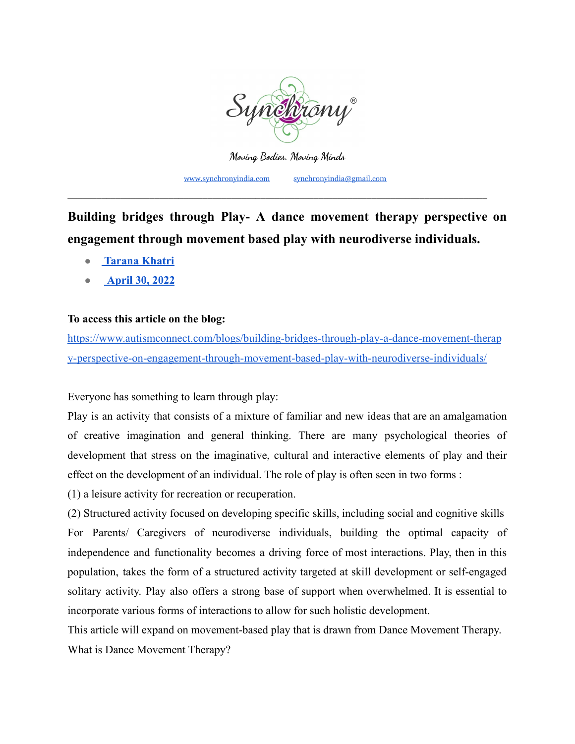Synchrony®

Moving Bodies. Moving Minds

[www.synchronyindia.com](http://www.synchronyindia.com) [synchronyindia@gmail.com](mailto:synchronyindia@gmail.com)

---

## Building bridges through Play- A dance movement therapy perspective on engagement through movement based play with neurodiverse individuals.

- **Tarana Khatri**
- **April 30, 2022**

**To access this article on the blog:**
https://www.autismconnect.com/blogs/building-bridges-through-play-a-dance-movement-therapy-perspective-on-engagement-through-movement-based-play-with-neurodiverse-individuals/

Everyone has something to learn through play:

Play is an activity that consists of a mixture of familiar and new ideas that are an amalgamation of creative imagination and general thinking. There are many psychological theories of development that stress on the imaginative, cultural and interactive elements of play and their effect on the development of an individual. The role of play is often seen in two forms :

(1) a leisure activity for recreation or recuperation.

(2) Structured activity focused on developing specific skills, including social and cognitive skills

For Parents/ Caregivers of neurodiverse individuals, building the optimal capacity of independence and functionality becomes a driving force of most interactions. Play, then in this population, takes the form of a structured activity targeted at skill development or self-engaged solitary activity. Play also offers a strong base of support when overwhelmed. It is essential to incorporate various forms of interactions to allow for such holistic development.

This article will expand on movement-based play that is drawn from Dance Movement Therapy.

What is Dance Movement Therapy?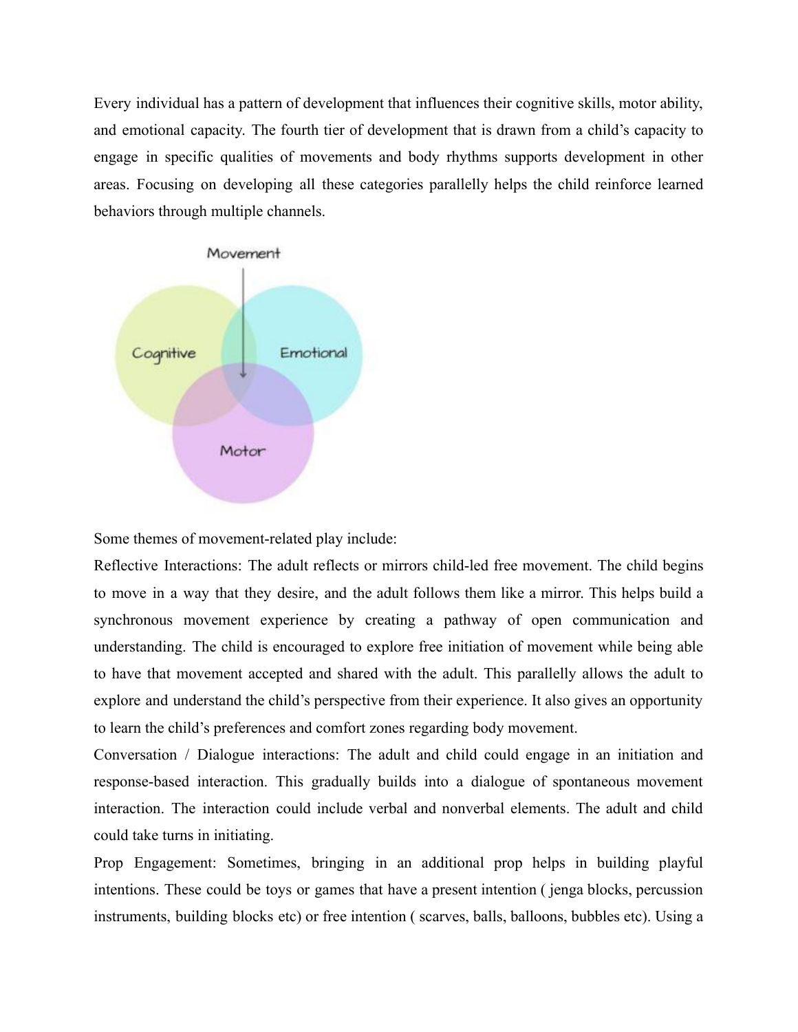Every individual has a pattern of development that influences their cognitive skills, motor ability, and emotional capacity. The fourth tier of development that is drawn from a child's capacity to engage in specific qualities of movements and body rhythms supports development in other areas. Focusing on developing all these categories parallelly helps the child reinforce learned behaviors through multiple channels.

Some themes of movement-related play include:

Reflective Interactions: The adult reflects or mirrors child-led free movement. The child begins to move in a way that they desire, and the adult follows them like a mirror. This helps build a synchronous movement experience by creating a pathway of open communication and understanding. The child is encouraged to explore free initiation of movement while being able to have that movement accepted and shared with the adult. This parallelly allows the adult to explore and understand the child's perspective from their experience. It also gives an opportunity to learn the child's preferences and comfort zones regarding body movement.

Conversation / Dialogue interactions: The adult and child could engage in an initiation and response-based interaction. This gradually builds into a dialogue of spontaneous movement interaction. The interaction could include verbal and nonverbal elements. The adult and child could take turns in initiating.

Prop Engagement: Sometimes, bringing in an additional prop helps in building playful intentions. These could be toys or games that have a present intention ( jenga blocks, percussion instruments, building blocks etc) or free intention ( scarves, balls, balloons, bubbles etc). Using a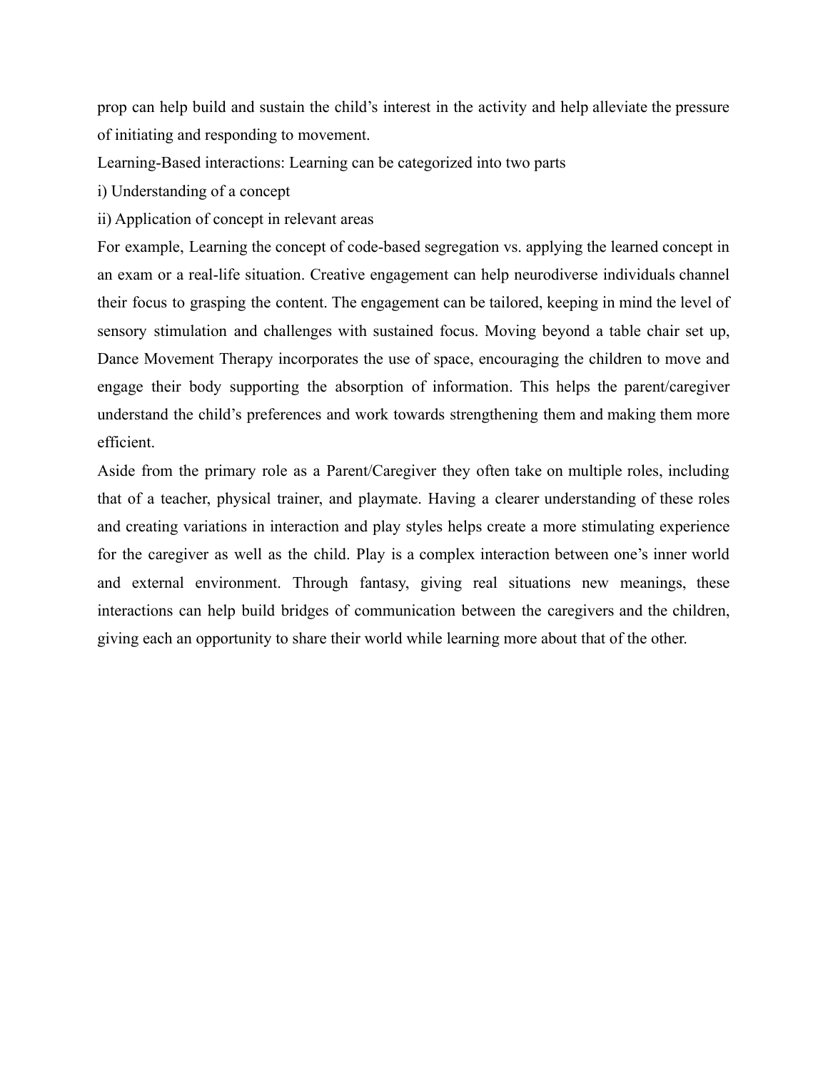prop can help build and sustain the child's interest in the activity and help alleviate the pressure of initiating and responding to movement.

Learning-Based interactions: Learning can be categorized into two parts

i) Understanding of a concept

ii) Application of concept in relevant areas

For example, Learning the concept of code-based segregation vs. applying the learned concept in an exam or a real-life situation. Creative engagement can help neurodiverse individuals channel their focus to grasping the content. The engagement can be tailored, keeping in mind the level of sensory stimulation and challenges with sustained focus. Moving beyond a table chair set up, Dance Movement Therapy incorporates the use of space, encouraging the children to move and engage their body supporting the absorption of information. This helps the parent/caregiver understand the child's preferences and work towards strengthening them and making them more efficient.

Aside from the primary role as a Parent/Caregiver they often take on multiple roles, including that of a teacher, physical trainer, and playmate. Having a clearer understanding of these roles and creating variations in interaction and play styles helps create a more stimulating experience for the caregiver as well as the child. Play is a complex interaction between one's inner world and external environment. Through fantasy, giving real situations new meanings, these interactions can help build bridges of communication between the caregivers and the children, giving each an opportunity to share their world while learning more about that of the other.